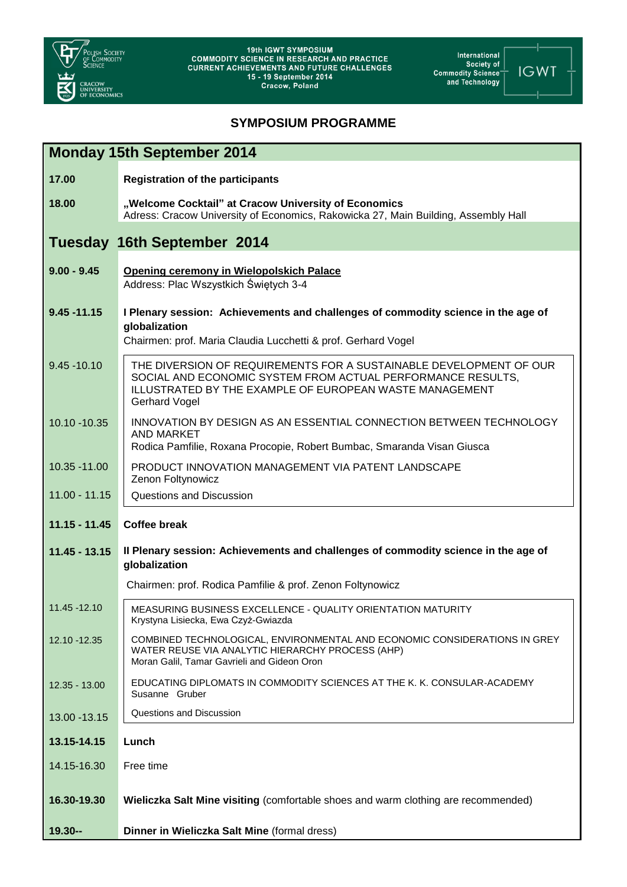Polish Society of Commodity Science

Cracow University of Economics

**19th IGWT SYMPOSIUM**
**COMMODITY SCIENCE IN RESEARCH AND PRACTICE**
**CURRENT ACHIEVEMENTS AND FUTURE CHALLENGES**
**15 - 19 September 2014**
**Cracow, Poland**

International Society of Commodity Science and Technology

IGWT

# SYMPOSIUM PROGRAMME

## Monday 15th September 2014

| | |
|---|---|
| **17.00** | **Registration of the participants** |
| **18.00** | **„Welcome Cocktail" at Cracow University of Economics**<br>Adress: Cracow University of Economics, Rakowicka 27, Main Building, Assembly Hall |

## Tuesday 16th September 2014

| | |
|---|---|
| **9.00 - 9.45** | **Opening ceremony in Wielopolskich Palace**<br>Address: Plac Wszystkich Świętych 3-4 |
| **9.45 -11.15** | **I Plenary session: Achievements and challenges of commodity science in the age of globalization**<br>Chairmen: prof. Maria Claudia Lucchetti & prof. Gerhard Vogel |
| 9.45 -10.10 | THE DIVERSION OF REQUIREMENTS FOR A SUSTAINABLE DEVELOPMENT OF OUR SOCIAL AND ECONOMIC SYSTEM FROM ACTUAL PERFORMANCE RESULTS, ILLUSTRATED BY THE EXAMPLE OF EUROPEAN WASTE MANAGEMENT<br>Gerhard Vogel |
| 10.10 -10.35 | INNOVATION BY DESIGN AS AN ESSENTIAL CONNECTION BETWEEN TECHNOLOGY AND MARKET<br>Rodica Pamfilie, Roxana Procopie, Robert Bumbac, Smaranda Visan Giusca |
| 10.35 -11.00 | PRODUCT INNOVATION MANAGEMENT VIA PATENT LANDSCAPE<br>Zenon Foltynowicz |
| 11.00 - 11.15 | Questions and Discussion |
| **11.15 - 11.45** | **Coffee break** |
| **11.45 - 13.15** | **II Plenary session: Achievements and challenges of commodity science in the age of globalization**<br>Chairmen: prof. Rodica Pamfilie & prof. Zenon Foltynowicz |
| 11.45 -12.10 | MEASURING BUSINESS EXCELLENCE - QUALITY ORIENTATION MATURITY<br>Krystyna Lisiecka, Ewa Czyż-Gwiazda |
| 12.10 -12.35 | COMBINED TECHNOLOGICAL, ENVIRONMENTAL AND ECONOMIC CONSIDERATIONS IN GREY WATER REUSE VIA ANALYTIC HIERARCHY PROCESS (AHP)<br>Moran Galil, Tamar Gavrieli and Gideon Oron |
| 12.35 - 13.00 | EDUCATING DIPLOMATS IN COMMODITY SCIENCES AT THE K. K. CONSULAR-ACADEMY<br>Susanne Gruber |
| 13.00 -13.15 | Questions and Discussion |
| **13.15-14.15** | **Lunch** |
| 14.15-16.30 | Free time |
| **16.30-19.30** | **Wieliczka Salt Mine visiting** (comfortable shoes and warm clothing are recommended) |
| **19.30--** | **Dinner in Wieliczka Salt Mine** (formal dress) |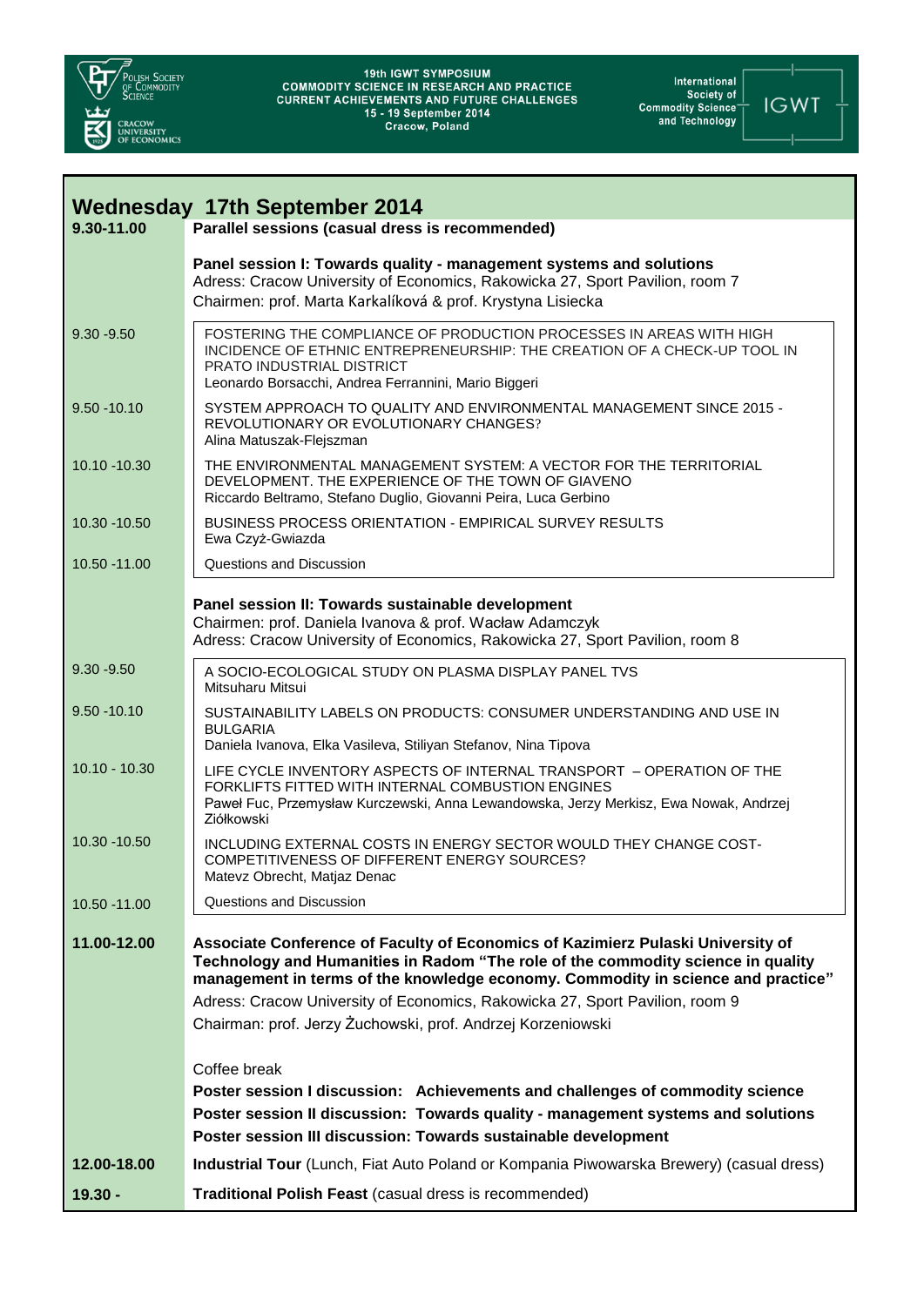## Wednesday 17th September 2014

| | |
|---|---|
| **9.30-11.00** | **Parallel sessions (casual dress is recommended)** |
| | **Panel session I: Towards quality - management systems and solutions**<br>Adress: Cracow University of Economics, Rakowicka 27, Sport Pavilion, room 7<br>Chairmen: prof. Marta Karkalíková & prof. Krystyna Lisiecka |
| 9.30 -9.50 | FOSTERING THE COMPLIANCE OF PRODUCTION PROCESSES IN AREAS WITH HIGH INCIDENCE OF ETHNIC ENTREPRENEURSHIP: THE CREATION OF A CHECK-UP TOOL IN PRATO INDUSTRIAL DISTRICT<br>Leonardo Borsacchi, Andrea Ferrannini, Mario Biggeri |
| 9.50 -10.10 | SYSTEM APPROACH TO QUALITY AND ENVIRONMENTAL MANAGEMENT SINCE 2015 - REVOLUTIONARY OR EVOLUTIONARY CHANGES?<br>Alina Matuszak-Flejszman |
| 10.10 -10.30 | THE ENVIRONMENTAL MANAGEMENT SYSTEM: A VECTOR FOR THE TERRITORIAL DEVELOPMENT. THE EXPERIENCE OF THE TOWN OF GIAVENO<br>Riccardo Beltramo, Stefano Duglio, Giovanni Peira, Luca Gerbino |
| 10.30 -10.50 | BUSINESS PROCESS ORIENTATION - EMPIRICAL SURVEY RESULTS<br>Ewa Czyż-Gwiazda |
| 10.50 -11.00 | Questions and Discussion |
| | **Panel session II: Towards sustainable development**<br>Chairmen: prof. Daniela Ivanova & prof. Wacław Adamczyk<br>Adress: Cracow University of Economics, Rakowicka 27, Sport Pavilion, room 8 |
| 9.30 -9.50 | A SOCIO-ECOLOGICAL STUDY ON PLASMA DISPLAY PANEL TVS<br>Mitsuharu Mitsui |
| 9.50 -10.10 | SUSTAINABILITY LABELS ON PRODUCTS: CONSUMER UNDERSTANDING AND USE IN BULGARIA<br>Daniela Ivanova, Elka Vasileva, Stiliyan Stefanov, Nina Tipova |
| 10.10 - 10.30 | LIFE CYCLE INVENTORY ASPECTS OF INTERNAL TRANSPORT – OPERATION OF THE FORKLIFTS FITTED WITH INTERNAL COMBUSTION ENGINES<br>Paweł Fuc, Przemysław Kurczewski, Anna Lewandowska, Jerzy Merkisz, Ewa Nowak, Andrzej Ziółkowski |
| 10.30 -10.50 | INCLUDING EXTERNAL COSTS IN ENERGY SECTOR WOULD THEY CHANGE COST-COMPETITIVENESS OF DIFFERENT ENERGY SOURCES?<br>Matevz Obrecht, Matjaz Denac |
| 10.50 -11.00 | Questions and Discussion |
| **11.00-12.00** | **Associate Conference of Faculty of Economics of Kazimierz Pulaski University of Technology and Humanities in Radom "The role of the commodity science in quality management in terms of the knowledge economy. Commodity in science and practice"**<br>Adress: Cracow University of Economics, Rakowicka 27, Sport Pavilion, room 9<br>Chairman: prof. Jerzy Żuchowski, prof. Andrzej Korzeniowski |
| | Coffee break<br>**Poster session I discussion: Achievements and challenges of commodity science**<br>**Poster session II discussion: Towards quality - management systems and solutions**<br>**Poster session III discussion: Towards sustainable development** |
| **12.00-18.00** | **Industrial Tour** (Lunch, Fiat Auto Poland or Kompania Piwowarska Brewery) (casual dress) |
| **19.30 -** | **Traditional Polish Feast** (casual dress is recommended) |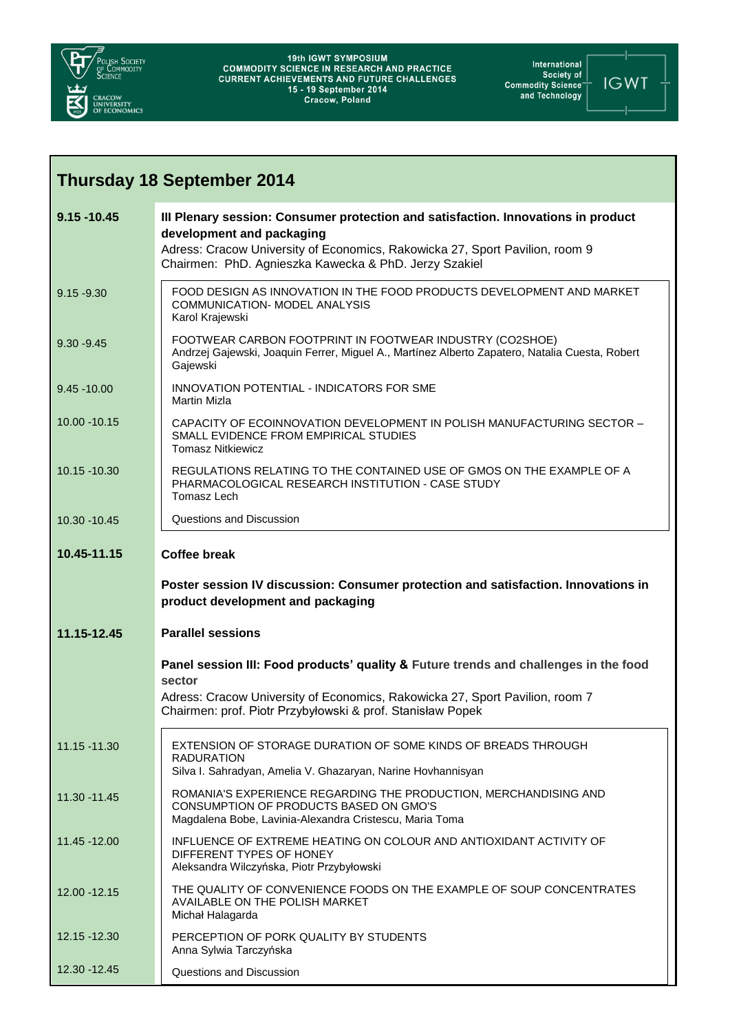## Thursday 18 September 2014

| | |
|---|---|
| **9.15 -10.45** | **III Plenary session: Consumer protection and satisfaction. Innovations in product development and packaging**<br>Adress: Cracow University of Economics, Rakowicka 27, Sport Pavilion, room 9<br>Chairmen: PhD. Agnieszka Kawecka & PhD. Jerzy Szakiel |
| 9.15 -9.30 | FOOD DESIGN AS INNOVATION IN THE FOOD PRODUCTS DEVELOPMENT AND MARKET COMMUNICATION- MODEL ANALYSIS<br>Karol Krajewski |
| 9.30 -9.45 | FOOTWEAR CARBON FOOTPRINT IN FOOTWEAR INDUSTRY (CO2SHOE)<br>Andrzej Gajewski, Joaquin Ferrer, Miguel A., Martínez Alberto Zapatero, Natalia Cuesta, Robert Gajewski |
| 9.45 -10.00 | INNOVATION POTENTIAL - INDICATORS FOR SME<br>Martin Mizla |
| 10.00 -10.15 | CAPACITY OF ECOINNOVATION DEVELOPMENT IN POLISH MANUFACTURING SECTOR – SMALL EVIDENCE FROM EMPIRICAL STUDIES<br>Tomasz Nitkiewicz |
| 10.15 -10.30 | REGULATIONS RELATING TO THE CONTAINED USE OF GMOS ON THE EXAMPLE OF A PHARMACOLOGICAL RESEARCH INSTITUTION - CASE STUDY<br>Tomasz Lech |
| 10.30 -10.45 | Questions and Discussion |
| **10.45-11.15** | **Coffee break**<br><br>**Poster session IV discussion: Consumer protection and satisfaction. Innovations in product development and packaging** |
| **11.15-12.45** | **Parallel sessions**<br><br>**Panel session III: Food products' quality & Future trends and challenges in the food sector**<br>Adress: Cracow University of Economics, Rakowicka 27, Sport Pavilion, room 7<br>Chairmen: prof. Piotr Przybyłowski & prof. Stanisław Popek |
| 11.15 -11.30 | EXTENSION OF STORAGE DURATION OF SOME KINDS OF BREADS THROUGH RADURATION<br>Silva I. Sahradyan, Amelia V. Ghazaryan, Narine Hovhannisyan |
| 11.30 -11.45 | ROMANIA'S EXPERIENCE REGARDING THE PRODUCTION, MERCHANDISING AND CONSUMPTION OF PRODUCTS BASED ON GMO'S<br>Magdalena Bobe, Lavinia-Alexandra Cristescu, Maria Toma |
| 11.45 -12.00 | INFLUENCE OF EXTREME HEATING ON COLOUR AND ANTIOXIDANT ACTIVITY OF DIFFERENT TYPES OF HONEY<br>Aleksandra Wilczyńska, Piotr Przybyłowski |
| 12.00 -12.15 | THE QUALITY OF CONVENIENCE FOODS ON THE EXAMPLE OF SOUP CONCENTRATES AVAILABLE ON THE POLISH MARKET<br>Michał Halagarda |
| 12.15 -12.30 | PERCEPTION OF PORK QUALITY BY STUDENTS<br>Anna Sylwia Tarczyńska |
| 12.30 -12.45 | Questions and Discussion |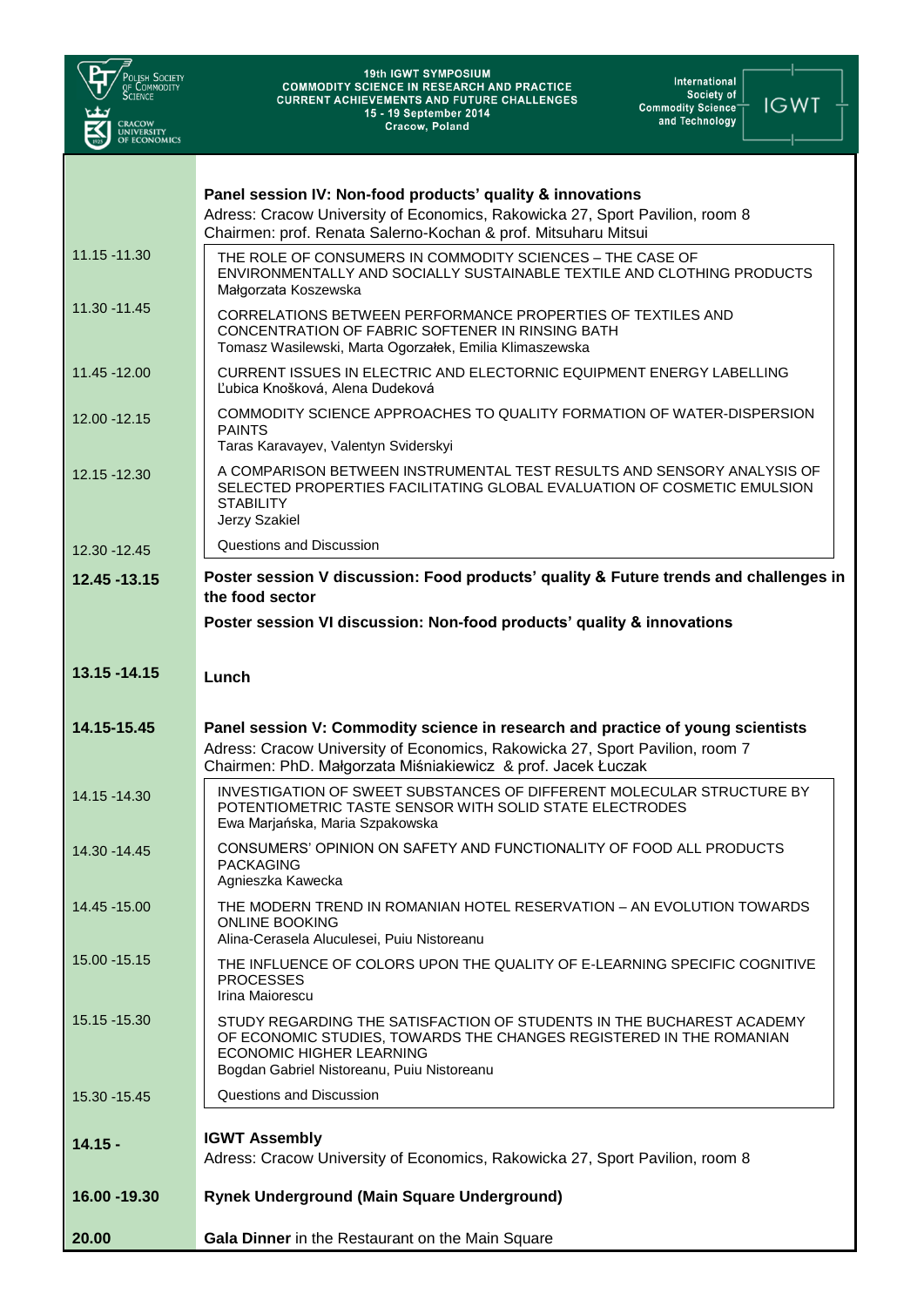| | |
|---|---|
| | **Panel session IV: Non-food products' quality & innovations**<br>Adress: Cracow University of Economics, Rakowicka 27, Sport Pavilion, room 8<br>Chairmen: prof. Renata Salerno-Kochan & prof. Mitsuharu Mitsui |
| 11.15 -11.30 | THE ROLE OF CONSUMERS IN COMMODITY SCIENCES – THE CASE OF ENVIRONMENTALLY AND SOCIALLY SUSTAINABLE TEXTILE AND CLOTHING PRODUCTS<br>Małgorzata Koszewska |
| 11.30 -11.45 | CORRELATIONS BETWEEN PERFORMANCE PROPERTIES OF TEXTILES AND CONCENTRATION OF FABRIC SOFTENER IN RINSING BATH<br>Tomasz Wasilewski, Marta Ogorzałek, Emilia Klimaszewska |
| 11.45 -12.00 | CURRENT ISSUES IN ELECTRIC AND ELECTORNIC EQUIPMENT ENERGY LABELLING<br>Ľubica Knošková, Alena Dudeková |
| 12.00 -12.15 | COMMODITY SCIENCE APPROACHES TO QUALITY FORMATION OF WATER-DISPERSION PAINTS<br>Taras Karavayev, Valentyn Sviderskyi |
| 12.15 -12.30 | A COMPARISON BETWEEN INSTRUMENTAL TEST RESULTS AND SENSORY ANALYSIS OF SELECTED PROPERTIES FACILITATING GLOBAL EVALUATION OF COSMETIC EMULSION STABILITY<br>Jerzy Szakiel |
| 12.30 -12.45 | Questions and Discussion |
| **12.45 -13.15** | **Poster session V discussion: Food products' quality & Future trends and challenges in the food sector**<br>**Poster session VI discussion: Non-food products' quality & innovations** |
| **13.15 -14.15** | **Lunch** |
| **14.15-15.45** | **Panel session V: Commodity science in research and practice of young scientists**<br>Adress: Cracow University of Economics, Rakowicka 27, Sport Pavilion, room 7<br>Chairmen: PhD. Małgorzata Miśniakiewicz & prof. Jacek Łuczak |
| 14.15 -14.30 | INVESTIGATION OF SWEET SUBSTANCES OF DIFFERENT MOLECULAR STRUCTURE BY POTENTIOMETRIC TASTE SENSOR WITH SOLID STATE ELECTRODES<br>Ewa Marjańska, Maria Szpakowska |
| 14.30 -14.45 | CONSUMERS' OPINION ON SAFETY AND FUNCTIONALITY OF FOOD ALL PRODUCTS PACKAGING<br>Agnieszka Kawecka |
| 14.45 -15.00 | THE MODERN TREND IN ROMANIAN HOTEL RESERVATION – AN EVOLUTION TOWARDS ONLINE BOOKING<br>Alina-Cerasela Aluculesei, Puiu Nistoreanu |
| 15.00 -15.15 | THE INFLUENCE OF COLORS UPON THE QUALITY OF E-LEARNING SPECIFIC COGNITIVE PROCESSES<br>Irina Maiorescu |
| 15.15 -15.30 | STUDY REGARDING THE SATISFACTION OF STUDENTS IN THE BUCHAREST ACADEMY OF ECONOMIC STUDIES, TOWARDS THE CHANGES REGISTERED IN THE ROMANIAN ECONOMIC HIGHER LEARNING<br>Bogdan Gabriel Nistoreanu, Puiu Nistoreanu |
| 15.30 -15.45 | Questions and Discussion |
| **14.15 -** | **IGWT Assembly**<br>Adress: Cracow University of Economics, Rakowicka 27, Sport Pavilion, room 8 |
| **16.00 -19.30** | **Rynek Underground (Main Square Underground)** |
| **20.00** | **Gala Dinner** in the Restaurant on the Main Square |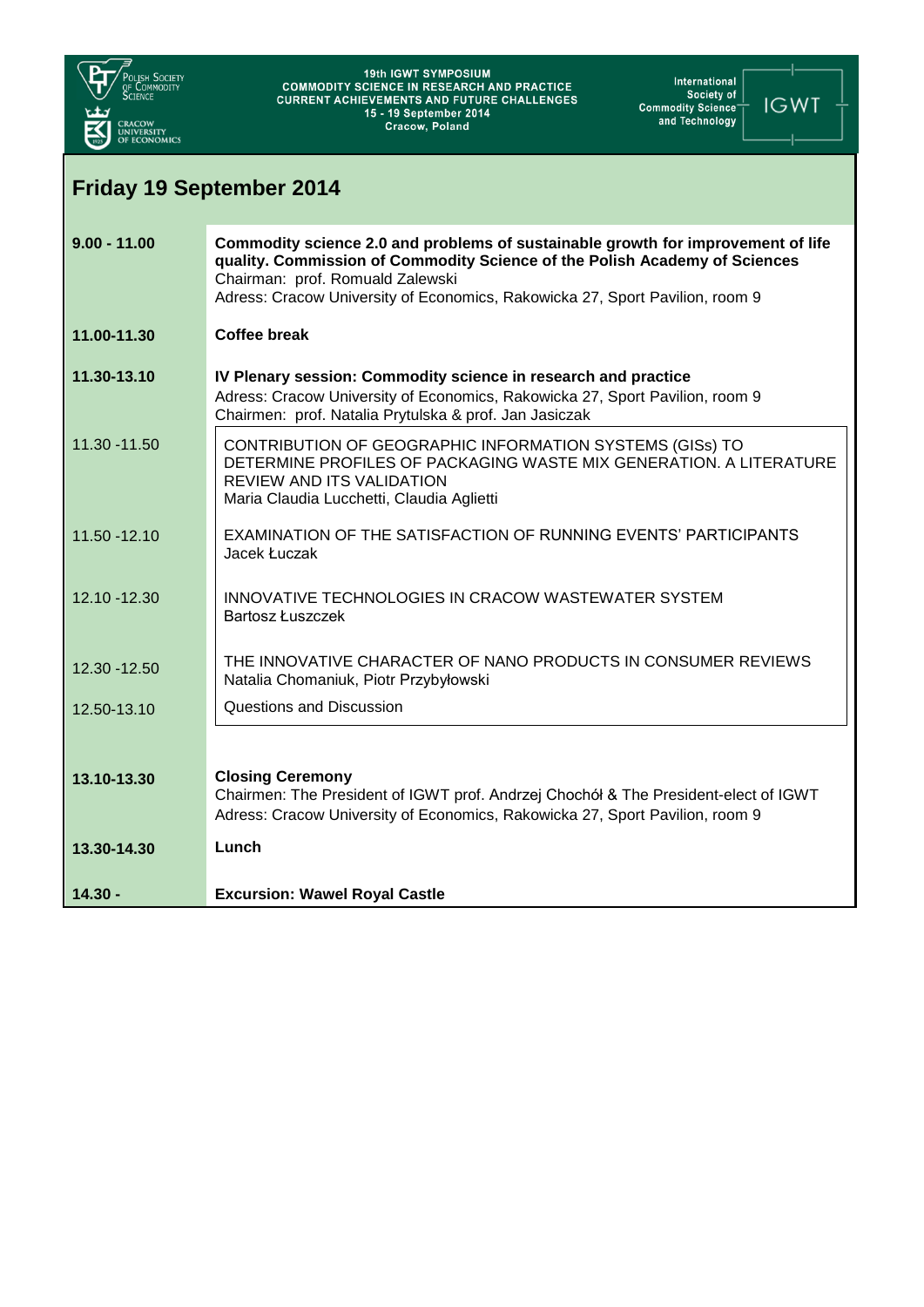## Friday 19 September 2014

| | |
|---|---|
| **9.00 - 11.00** | **Commodity science 2.0 and problems of sustainable growth for improvement of life quality. Commission of Commodity Science of the Polish Academy of Sciences**<br>Chairman: prof. Romuald Zalewski<br>Adress: Cracow University of Economics, Rakowicka 27, Sport Pavilion, room 9 |
| **11.00-11.30** | **Coffee break** |
| **11.30-13.10** | **IV Plenary session: Commodity science in research and practice**<br>Adress: Cracow University of Economics, Rakowicka 27, Sport Pavilion, room 9<br>Chairmen: prof. Natalia Prytulska & prof. Jan Jasiczak |
| 11.30 -11.50 | CONTRIBUTION OF GEOGRAPHIC INFORMATION SYSTEMS (GISs) TO DETERMINE PROFILES OF PACKAGING WASTE MIX GENERATION. A LITERATURE REVIEW AND ITS VALIDATION<br>Maria Claudia Lucchetti, Claudia Aglietti |
| 11.50 -12.10 | EXAMINATION OF THE SATISFACTION OF RUNNING EVENTS' PARTICIPANTS<br>Jacek Łuczak |
| 12.10 -12.30 | INNOVATIVE TECHNOLOGIES IN CRACOW WASTEWATER SYSTEM<br>Bartosz Łuszczek |
| 12.30 -12.50 | THE INNOVATIVE CHARACTER OF NANO PRODUCTS IN CONSUMER REVIEWS<br>Natalia Chomaniuk, Piotr Przybyłowski |
| 12.50-13.10 | Questions and Discussion |
| **13.10-13.30** | **Closing Ceremony**<br>Chairmen: The President of IGWT prof. Andrzej Chochół & The President-elect of IGWT<br>Adress: Cracow University of Economics, Rakowicka 27, Sport Pavilion, room 9 |
| **13.30-14.30** | **Lunch** |
| **14.30 -** | **Excursion: Wawel Royal Castle** |